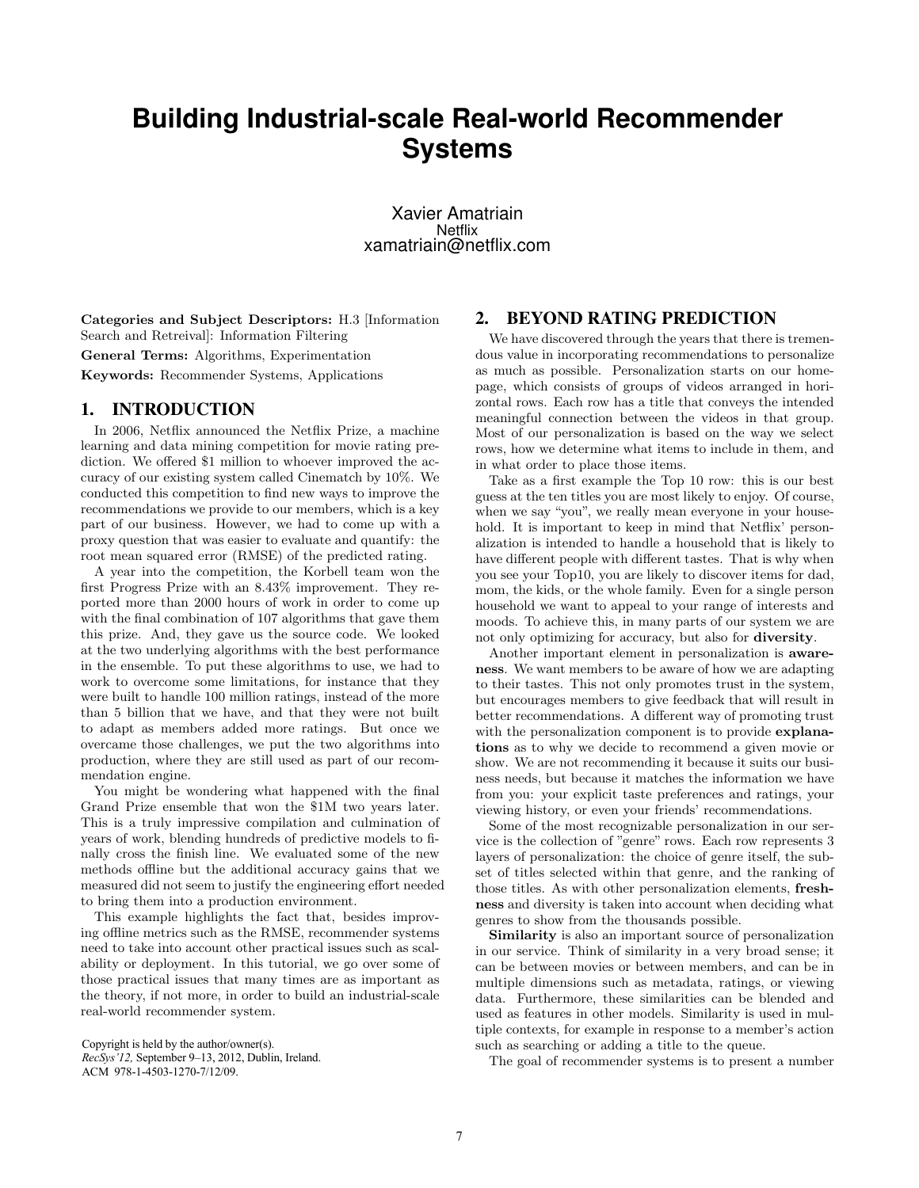# Building Industrial-scale Real-world Recommender Systems

Xavier Amatriain
Netflix
xamatriain@netflix.com

**Categories and Subject Descriptors:** H.3 [Information Search and Retreival]: Information Filtering

**General Terms:** Algorithms, Experimentation

**Keywords:** Recommender Systems, Applications

## 1. INTRODUCTION

In 2006, Netflix announced the Netflix Prize, a machine learning and data mining competition for movie rating prediction. We offered $1 million to whoever improved the accuracy of our existing system called Cinematch by 10%. We conducted this competition to find new ways to improve the recommendations we provide to our members, which is a key part of our business. However, we had to come up with a proxy question that was easier to evaluate and quantify: the root mean squared error (RMSE) of the predicted rating.

A year into the competition, the Korbell team won the first Progress Prize with an 8.43% improvement. They reported more than 2000 hours of work in order to come up with the final combination of 107 algorithms that gave them this prize. And, they gave us the source code. We looked at the two underlying algorithms with the best performance in the ensemble. To put these algorithms to use, we had to work to overcome some limitations, for instance that they were built to handle 100 million ratings, instead of the more than 5 billion that we have, and that they were not built to adapt as members added more ratings. But once we overcame those challenges, we put the two algorithms into production, where they are still used as part of our recommendation engine.

You might be wondering what happened with the final Grand Prize ensemble that won the $1M two years later. This is a truly impressive compilation and culmination of years of work, blending hundreds of predictive models to finally cross the finish line. We evaluated some of the new methods offline but the additional accuracy gains that we measured did not seem to justify the engineering effort needed to bring them into a production environment.

This example highlights the fact that, besides improving offline metrics such as the RMSE, recommender systems need to take into account other practical issues such as scalability or deployment. In this tutorial, we go over some of those practical issues that many times are as important as the theory, if not more, in order to build an industrial-scale real-world recommender system.

Copyright is held by the author/owner(s).
*RecSys'12,* September 9–13, 2012, Dublin, Ireland.
ACM 978-1-4503-1270-7/12/09.

## 2. BEYOND RATING PREDICTION

We have discovered through the years that there is tremendous value in incorporating recommendations to personalize as much as possible. Personalization starts on our homepage, which consists of groups of videos arranged in horizontal rows. Each row has a title that conveys the intended meaningful connection between the videos in that group. Most of our personalization is based on the way we select rows, how we determine what items to include in them, and in what order to place those items.

Take as a first example the Top 10 row: this is our best guess at the ten titles you are most likely to enjoy. Of course, when we say "you", we really mean everyone in your household. It is important to keep in mind that Netflix' personalization is intended to handle a household that is likely to have different people with different tastes. That is why when you see your Top10, you are likely to discover items for dad, mom, the kids, or the whole family. Even for a single person household we want to appeal to your range of interests and moods. To achieve this, in many parts of our system we are not only optimizing for accuracy, but also for **diversity**.

Another important element in personalization is **awareness**. We want members to be aware of how we are adapting to their tastes. This not only promotes trust in the system, but encourages members to give feedback that will result in better recommendations. A different way of promoting trust with the personalization component is to provide **explanations** as to why we decide to recommend a given movie or show. We are not recommending it because it suits our business needs, but because it matches the information we have from you: your explicit taste preferences and ratings, your viewing history, or even your friends' recommendations.

Some of the most recognizable personalization in our service is the collection of "genre" rows. Each row represents 3 layers of personalization: the choice of genre itself, the subset of titles selected within that genre, and the ranking of those titles. As with other personalization elements, **freshness** and diversity is taken into account when deciding what genres to show from the thousands possible.

**Similarity** is also an important source of personalization in our service. Think of similarity in a very broad sense; it can be between movies or between members, and can be in multiple dimensions such as metadata, ratings, or viewing data. Furthermore, these similarities can be blended and used as features in other models. Similarity is used in multiple contexts, for example in response to a member's action such as searching or adding a title to the queue.

The goal of recommender systems is to present a number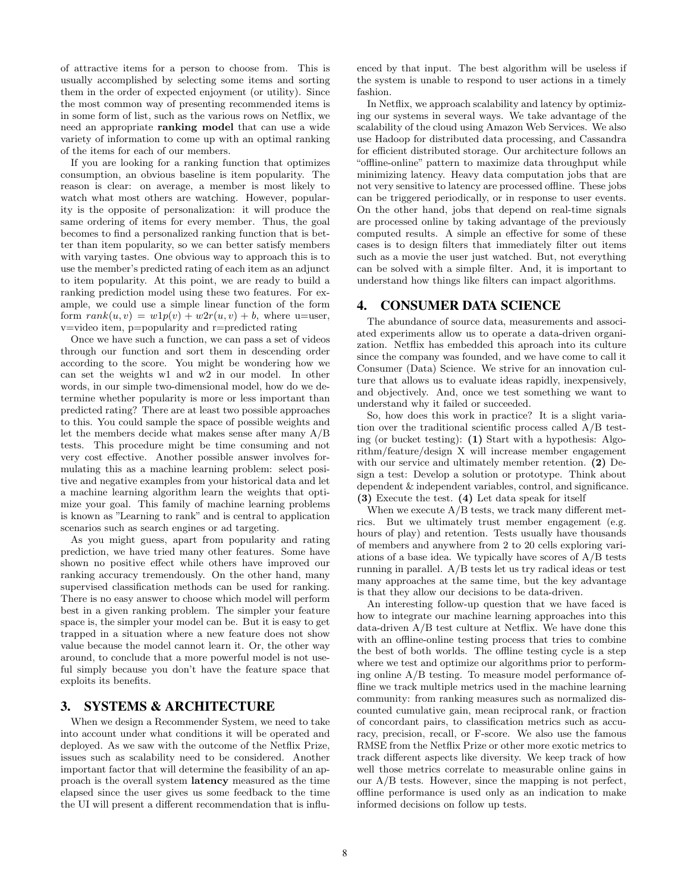of attractive items for a person to choose from. This is usually accomplished by selecting some items and sorting them in the order of expected enjoyment (or utility). Since the most common way of presenting recommended items is in some form of list, such as the various rows on Netflix, we need an appropriate **ranking model** that can use a wide variety of information to come up with an optimal ranking of the items for each of our members.

If you are looking for a ranking function that optimizes consumption, an obvious baseline is item popularity. The reason is clear: on average, a member is most likely to watch what most others are watching. However, popularity is the opposite of personalization: it will produce the same ordering of items for every member. Thus, the goal becomes to find a personalized ranking function that is better than item popularity, so we can better satisfy members with varying tastes. One obvious way to approach this is to use the member's predicted rating of each item as an adjunct to item popularity. At this point, we are ready to build a ranking prediction model using these two features. For example, we could use a simple linear function of the form form $rank(u, v) = w1p(v) + w2r(u, v) + b$, where u=user, v=video item, p=popularity and r=predicted rating

Once we have such a function, we can pass a set of videos through our function and sort them in descending order according to the score. You might be wondering how we can set the weights w1 and w2 in our model. In other words, in our simple two-dimensional model, how do we determine whether popularity is more or less important than predicted rating? There are at least two possible approaches to this. You could sample the space of possible weights and let the members decide what makes sense after many A/B tests. This procedure might be time consuming and not very cost effective. Another possible answer involves formulating this as a machine learning problem: select positive and negative examples from your historical data and let a machine learning algorithm learn the weights that optimize your goal. This family of machine learning problems is known as "Learning to rank" and is central to application scenarios such as search engines or ad targeting.

As you might guess, apart from popularity and rating prediction, we have tried many other features. Some have shown no positive effect while others have improved our ranking accuracy tremendously. On the other hand, many supervised classification methods can be used for ranking. There is no easy answer to choose which model will perform best in a given ranking problem. The simpler your feature space is, the simpler your model can be. But it is easy to get trapped in a situation where a new feature does not show value because the model cannot learn it. Or, the other way around, to conclude that a more powerful model is not useful simply because you don't have the feature space that exploits its benefits.

## 3. SYSTEMS & ARCHITECTURE

When we design a Recommender System, we need to take into account under what conditions it will be operated and deployed. As we saw with the outcome of the Netflix Prize, issues such as scalability will need to be considered. Another important factor that will determine the feasibility of an approach is the overall system **latency** measured as the time elapsed since the user gives us some feedback to the time the UI will present a different recommendation that is influenced by that input. The best algorithm will be useless if the system is unable to respond to user actions in a timely fashion.

In Netflix, we approach scalability and latency by optimizing our systems in several ways. We take advantage of the scalability of the cloud using Amazon Web Services. We also use Hadoop for distributed data processing, and Cassandra for efficient distributed storage. Our architecture follows an "offline-online" pattern to maximize data throughput while minimizing latency. Heavy data computation jobs that are not very sensitive to latency are processed offline. These jobs can be triggered periodically, or in response to user events. On the other hand, jobs that depend on real-time signals are processed online by taking advantage of the previously computed results. A simple an effective for some of these cases is to design filters that immediately filter out items such as a movie the user just watched. But, not everything can be solved with a simple filter. And, it is important to understand how things like filters can impact algorithms.

## 4. CONSUMER DATA SCIENCE

The abundance of source data, measurements and associated experiments allow us to operate a data-driven organization. Netflix has embedded this aproach into its culture since the company was founded, and we have come to call it Consumer (Data) Science. We strive for an innovation culture that allows us to evaluate ideas rapidly, inexpensively, and objectively. And, once we test something we want to understand why it failed or succeeded.

So, how does this work in practice? It is a slight variation over the traditional scientific process called A/B testing (or bucket testing): **(1)** Start with a hypothesis: Algorithm/feature/design X will increase member engagement with our service and ultimately member retention. **(2)** Design a test: Develop a solution or prototype. Think about dependent & independent variables, control, and significance. **(3)** Execute the test. **(4)** Let data speak for itself

When we execute A/B tests, we track many different metrics. But we ultimately trust member engagement (e.g. hours of play) and retention. Tests usually have thousands of members and anywhere from 2 to 20 cells exploring variations of a base idea. We typically have scores of A/B tests running in parallel. A/B tests let us try radical ideas or test many approaches at the same time, but the key advantage is that they allow our decisions to be data-driven.

An interesting follow-up question that we have faced is how to integrate our machine learning approaches into this data-driven A/B test culture at Netflix. We have done this with an offline-online testing process that tries to combine the best of both worlds. The offline testing cycle is a step where we test and optimize our algorithms prior to performing online A/B testing. To measure model performance offline we track multiple metrics used in the machine learning community: from ranking measures such as normalized discounted cumulative gain, mean reciprocal rank, or fraction of concordant pairs, to classification metrics such as accuracy, precision, recall, or F-score. We also use the famous RMSE from the Netflix Prize or other more exotic metrics to track different aspects like diversity. We keep track of how well those metrics correlate to measurable online gains in our A/B tests. However, since the mapping is not perfect, offline performance is used only as an indication to make informed decisions on follow up tests.